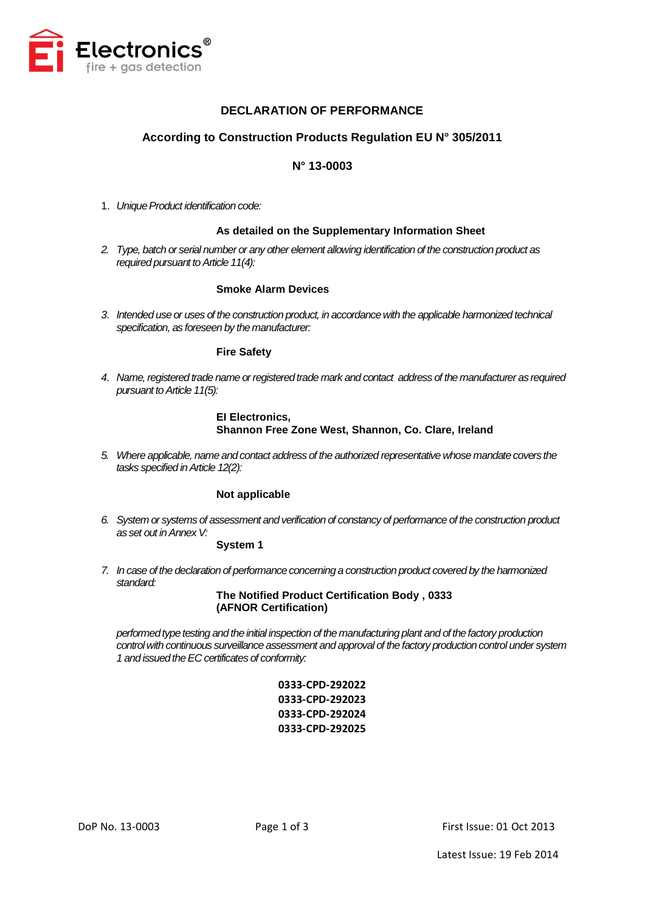# DECLARATION OF PERFORMANCE

## According to Construction Products Regulation EU N° 305/2011

## N° 13-0003

1. *Unique Product identification code:*

   **As detailed on the Supplementary Information Sheet**

2. *Type, batch or serial number or any other element allowing identification of the construction product as required pursuant to Article 11(4):*

   **Smoke Alarm Devices**

3. *Intended use or uses of the construction product, in accordance with the applicable harmonized technical specification, as foreseen by the manufacturer:*

   **Fire Safety**

4. *Name, registered trade name or registered trade mark and contact address of the manufacturer as required pursuant to Article 11(5):*

   **EI Electronics,**
   **Shannon Free Zone West, Shannon, Co. Clare, Ireland**

5. *Where applicable, name and contact address of the authorized representative whose mandate covers the tasks specified in Article 12(2):*

   **Not applicable**

6. *System or systems of assessment and verification of constancy of performance of the construction product as set out in Annex V:*

   **System 1**

7. *In case of the declaration of performance concerning a construction product covered by the harmonized standard:*

   **The Notified Product Certification Body , 0333**
   **(AFNOR Certification)**

   *performed type testing and the initial inspection of the manufacturing plant and of the factory production control with continuous surveillance assessment and approval of the factory production control under system 1 and issued the EC certificates of conformity:*

   **0333-CPD-292022**
   **0333-CPD-292023**
   **0333-CPD-292024**
   **0333-CPD-292025**

DoP No. 13-0003 First Issue: 01 Oct 2013

Latest Issue: 19 Feb 2014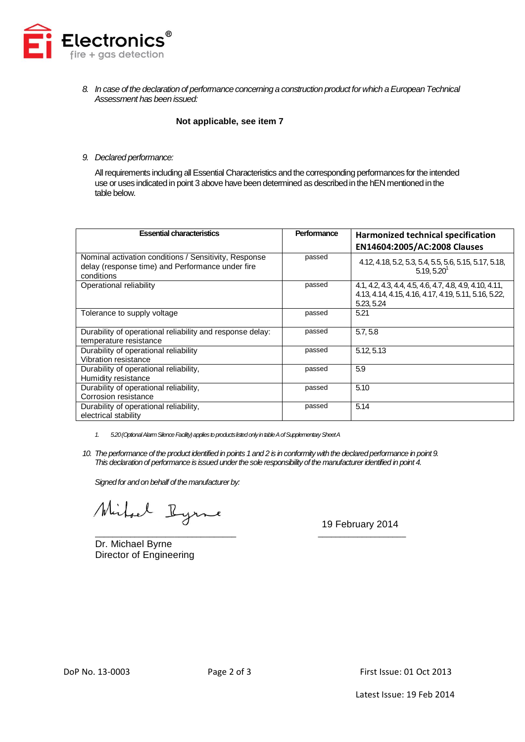8. *In case of the declaration of performance concerning a construction product for which a European Technical Assessment has been issued:*

**Not applicable, see item 7**

9. *Declared performance:*

All requirements including all Essential Characteristics and the corresponding performances for the intended use or uses indicated in point 3 above have been determined as described in the hEN mentioned in the table below.

| Essential characteristics | Performance | Harmonized technical specification EN14604:2005/AC:2008 Clauses |
|---|---|---|
| Nominal activation conditions / Sensitivity, Response delay (response time) and Performance under fire conditions | passed | 4.12, 4.18, 5.2, 5.3, 5.4, 5.5, 5.6, 5.15, 5.17, 5.18, 5.19, 5.20[1] |
| Operational reliability | passed | 4.1, 4.2, 4.3, 4.4, 4.5, 4.6, 4.7, 4.8, 4.9, 4.10, 4.11, 4.13, 4.14, 4.15, 4.16, 4.17, 4.19, 5.11, 5.16, 5.22, 5.23, 5.24 |
| Tolerance to supply voltage | passed | 5.21 |
| Durability of operational reliability and response delay: temperature resistance | passed | 5.7, 5.8 |
| Durability of operational reliability Vibration resistance | passed | 5.12, 5.13 |
| Durability of operational reliability, Humidity resistance | passed | 5.9 |
| Durability of operational reliability, Corrosion resistance | passed | 5.10 |
| Durability of operational reliability, electrical stability | passed | 5.14 |

1. *5.20 (Optional Alarm Silence Facility) applies to products listed only in table A of Supplementary Sheet A*

10. *The performance of the product identified in points 1 and 2 is in conformity with the declared performance in point 9. This declaration of performance is issued under the sole responsibility of the manufacturer identified in point 4.*

*Signed for and on behalf of the manufacturer by:*

Dr. Michael Byrne
Director of Engineering

19 February 2014

DoP No. 13-0003

First Issue: 01 Oct 2013

Latest Issue: 19 Feb 2014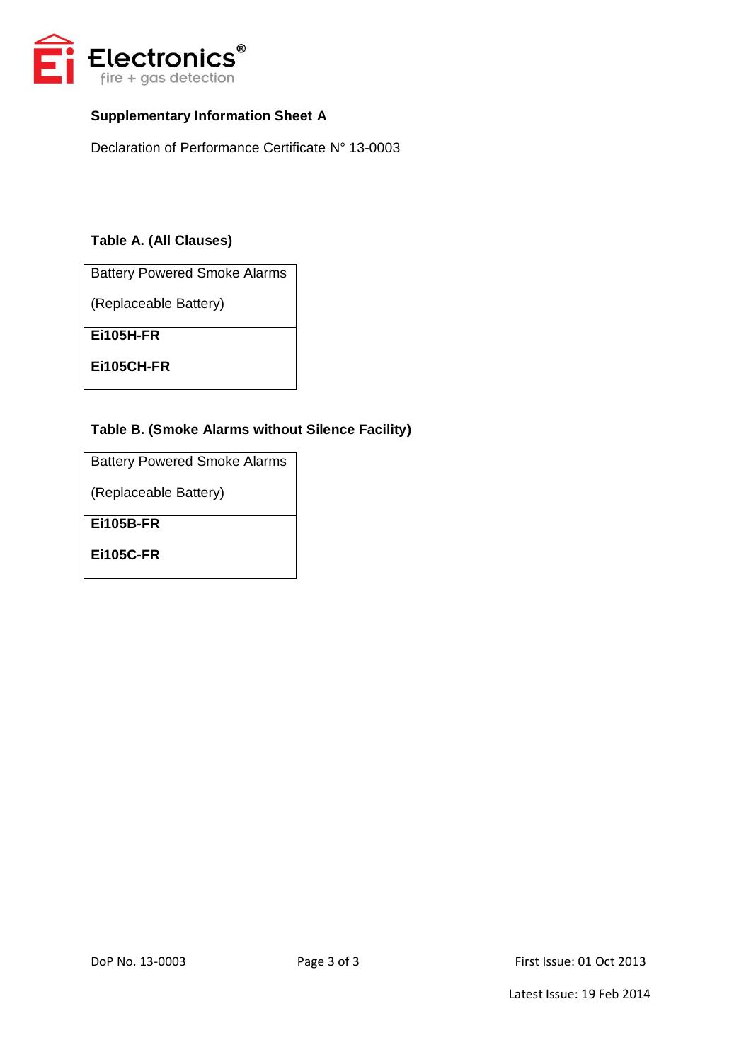**Supplementary Information Sheet A**

Declaration of Performance Certificate N° 13-0003

**Table A. (All Clauses)**

| Battery Powered Smoke Alarms (Replaceable Battery) |
|---|
| **Ei105H-FR** <br> **Ei105CH-FR** |

**Table B. (Smoke Alarms without Silence Facility)**

| Battery Powered Smoke Alarms (Replaceable Battery) |
|---|
| **Ei105B-FR** <br> **Ei105C-FR** |

DoP No. 13-0003

First Issue: 01 Oct 2013

Latest Issue: 19 Feb 2014